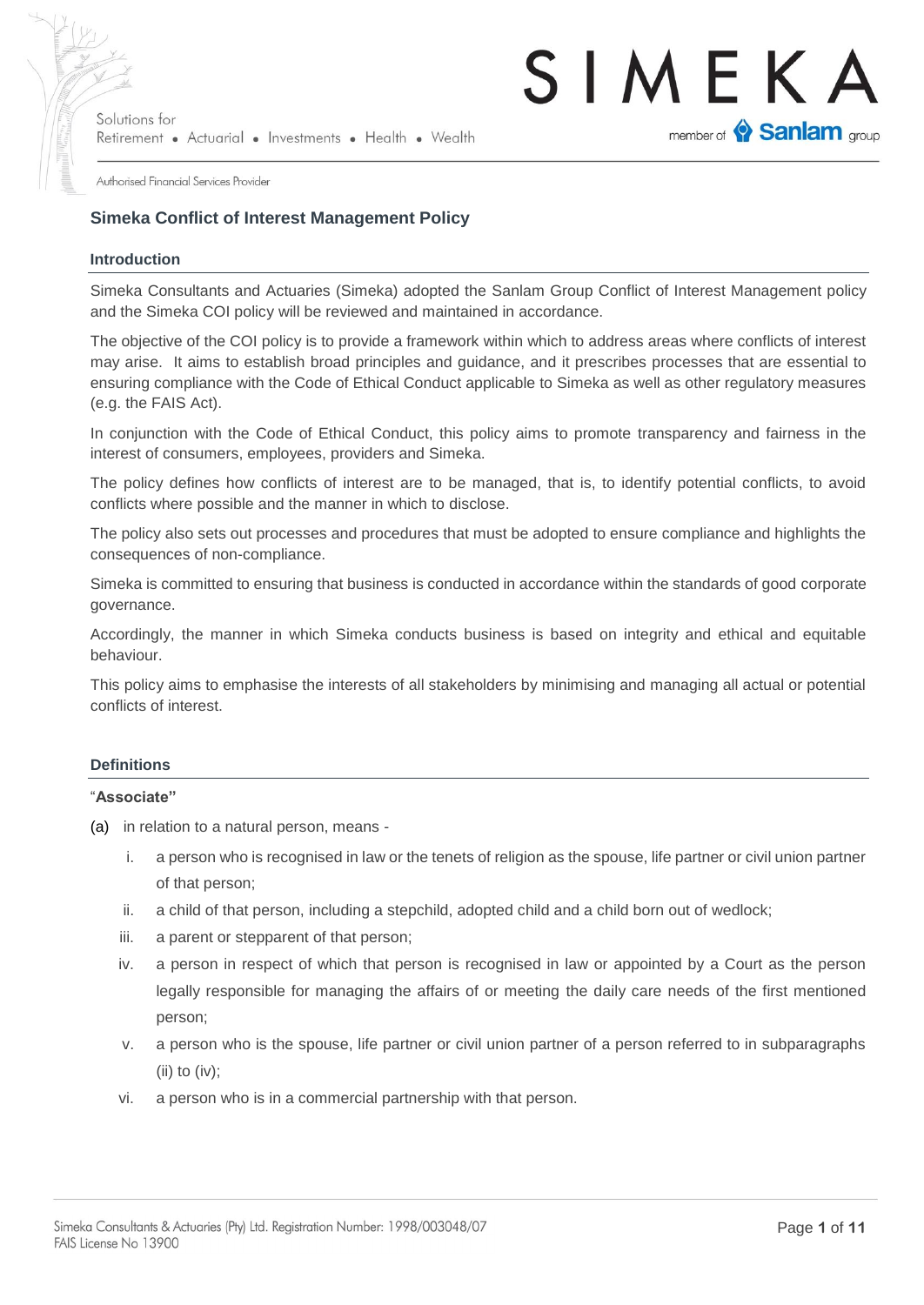# Simeka Conflict of Interest Management Policy

## Introduction

Simeka Consultants and Actuaries (Simeka) adopted the Sanlam Group Conflict of Interest Management policy and the Simeka COI policy will be reviewed and maintained in accordance.

The objective of the COI policy is to provide a framework within which to address areas where conflicts of interest may arise. It aims to establish broad principles and guidance, and it prescribes processes that are essential to ensuring compliance with the Code of Ethical Conduct applicable to Simeka as well as other regulatory measures (e.g. the FAIS Act).

In conjunction with the Code of Ethical Conduct, this policy aims to promote transparency and fairness in the interest of consumers, employees, providers and Simeka.

The policy defines how conflicts of interest are to be managed, that is, to identify potential conflicts, to avoid conflicts where possible and the manner in which to disclose.

The policy also sets out processes and procedures that must be adopted to ensure compliance and highlights the consequences of non-compliance.

Simeka is committed to ensuring that business is conducted in accordance within the standards of good corporate governance.

Accordingly, the manner in which Simeka conducts business is based on integrity and ethical and equitable behaviour.

This policy aims to emphasise the interests of all stakeholders by minimising and managing all actual or potential conflicts of interest.

## Definitions

"**Associate"**

(a) in relation to a natural person, means -

i. a person who is recognised in law or the tenets of religion as the spouse, life partner or civil union partner of that person;

ii. a child of that person, including a stepchild, adopted child and a child born out of wedlock;

iii. a parent or stepparent of that person;

iv. a person in respect of which that person is recognised in law or appointed by a Court as the person legally responsible for managing the affairs of or meeting the daily care needs of the first mentioned person;

v. a person who is the spouse, life partner or civil union partner of a person referred to in subparagraphs (ii) to (iv);

vi. a person who is in a commercial partnership with that person.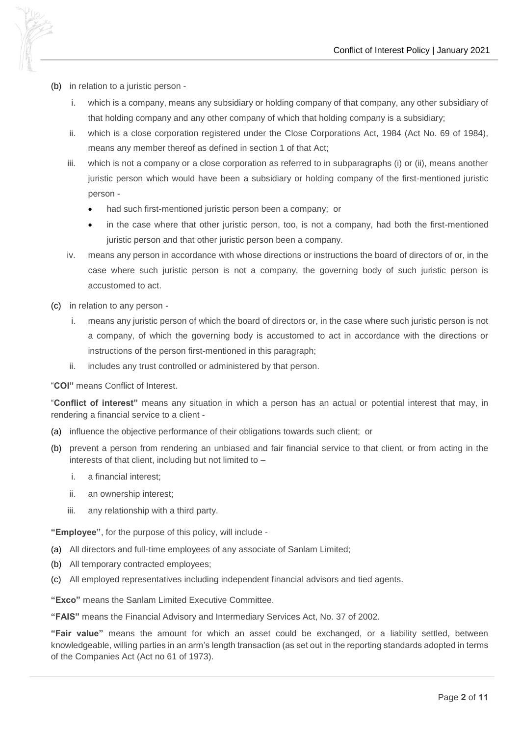(b) in relation to a juristic person -

   i. which is a company, means any subsidiary or holding company of that company, any other subsidiary of that holding company and any other company of which that holding company is a subsidiary;

   ii. which is a close corporation registered under the Close Corporations Act, 1984 (Act No. 69 of 1984), means any member thereof as defined in section 1 of that Act;

   iii. which is not a company or a close corporation as referred to in subparagraphs (i) or (ii), means another juristic person which would have been a subsidiary or holding company of the first-mentioned juristic person -

      - had such first-mentioned juristic person been a company; or
      - in the case where that other juristic person, too, is not a company, had both the first-mentioned juristic person and that other juristic person been a company.

   iv. means any person in accordance with whose directions or instructions the board of directors of or, in the case where such juristic person is not a company, the governing body of such juristic person is accustomed to act.

(c) in relation to any person -

   i. means any juristic person of which the board of directors or, in the case where such juristic person is not a company, of which the governing body is accustomed to act in accordance with the directions or instructions of the person first-mentioned in this paragraph;

   ii. includes any trust controlled or administered by that person.

"**COI"** means Conflict of Interest.

"**Conflict of interest"** means any situation in which a person has an actual or potential interest that may, in rendering a financial service to a client -

(a) influence the objective performance of their obligations towards such client; or

(b) prevent a person from rendering an unbiased and fair financial service to that client, or from acting in the interests of that client, including but not limited to –

   i. a financial interest;

   ii. an ownership interest;

   iii. any relationship with a third party.

**"Employee"**, for the purpose of this policy, will include -

(a) All directors and full-time employees of any associate of Sanlam Limited;

(b) All temporary contracted employees;

(c) All employed representatives including independent financial advisors and tied agents.

**"Exco"** means the Sanlam Limited Executive Committee.

**"FAIS"** means the Financial Advisory and Intermediary Services Act, No. 37 of 2002.

**"Fair value"** means the amount for which an asset could be exchanged, or a liability settled, between knowledgeable, willing parties in an arm's length transaction (as set out in the reporting standards adopted in terms of the Companies Act (Act no 61 of 1973).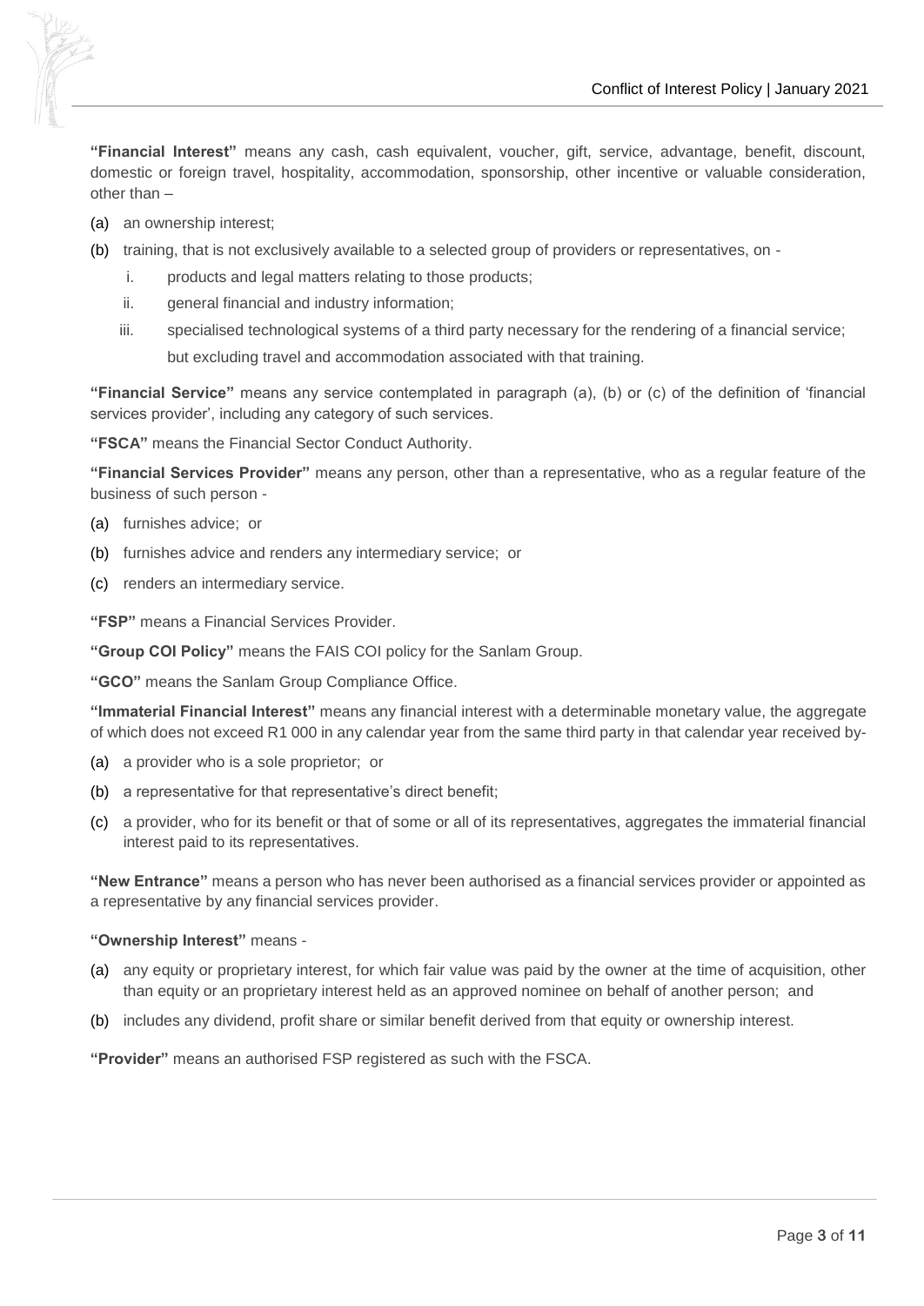**"Financial Interest"** means any cash, cash equivalent, voucher, gift, service, advantage, benefit, discount, domestic or foreign travel, hospitality, accommodation, sponsorship, other incentive or valuable consideration, other than –

(a) an ownership interest;

(b) training, that is not exclusively available to a selected group of providers or representatives, on -

  i. products and legal matters relating to those products;

  ii. general financial and industry information;

  iii. specialised technological systems of a third party necessary for the rendering of a financial service;

  but excluding travel and accommodation associated with that training.

**"Financial Service"** means any service contemplated in paragraph (a), (b) or (c) of the definition of 'financial services provider', including any category of such services.

**"FSCA"** means the Financial Sector Conduct Authority.

**"Financial Services Provider"** means any person, other than a representative, who as a regular feature of the business of such person -

(a) furnishes advice; or

(b) furnishes advice and renders any intermediary service; or

(c) renders an intermediary service.

**"FSP"** means a Financial Services Provider.

**"Group COI Policy"** means the FAIS COI policy for the Sanlam Group.

**"GCO"** means the Sanlam Group Compliance Office.

**"Immaterial Financial Interest"** means any financial interest with a determinable monetary value, the aggregate of which does not exceed R1 000 in any calendar year from the same third party in that calendar year received by-

(a) a provider who is a sole proprietor; or

(b) a representative for that representative's direct benefit;

(c) a provider, who for its benefit or that of some or all of its representatives, aggregates the immaterial financial interest paid to its representatives.

**"New Entrance"** means a person who has never been authorised as a financial services provider or appointed as a representative by any financial services provider.

**"Ownership Interest"** means -

(a) any equity or proprietary interest, for which fair value was paid by the owner at the time of acquisition, other than equity or an proprietary interest held as an approved nominee on behalf of another person; and

(b) includes any dividend, profit share or similar benefit derived from that equity or ownership interest.

**"Provider"** means an authorised FSP registered as such with the FSCA.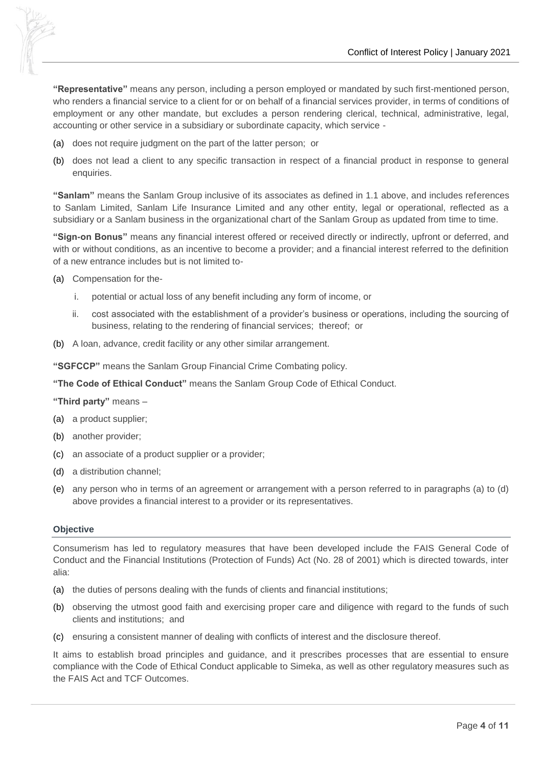**"Representative"** means any person, including a person employed or mandated by such first-mentioned person, who renders a financial service to a client for or on behalf of a financial services provider, in terms of conditions of employment or any other mandate, but excludes a person rendering clerical, technical, administrative, legal, accounting or other service in a subsidiary or subordinate capacity, which service -

(a) does not require judgment on the part of the latter person; or

(b) does not lead a client to any specific transaction in respect of a financial product in response to general enquiries.

**"Sanlam"** means the Sanlam Group inclusive of its associates as defined in 1.1 above, and includes references to Sanlam Limited, Sanlam Life Insurance Limited and any other entity, legal or operational, reflected as a subsidiary or a Sanlam business in the organizational chart of the Sanlam Group as updated from time to time.

**"Sign-on Bonus"** means any financial interest offered or received directly or indirectly, upfront or deferred, and with or without conditions, as an incentive to become a provider; and a financial interest referred to the definition of a new entrance includes but is not limited to-

(a) Compensation for the-

  i. potential or actual loss of any benefit including any form of income, or

  ii. cost associated with the establishment of a provider's business or operations, including the sourcing of business, relating to the rendering of financial services; thereof; or

(b) A loan, advance, credit facility or any other similar arrangement.

**"SGFCCP"** means the Sanlam Group Financial Crime Combating policy.

**"The Code of Ethical Conduct"** means the Sanlam Group Code of Ethical Conduct.

**"Third party"** means –

(a) a product supplier;

(b) another provider;

(c) an associate of a product supplier or a provider;

(d) a distribution channel;

(e) any person who in terms of an agreement or arrangement with a person referred to in paragraphs (a) to (d) above provides a financial interest to a provider or its representatives.

#### Objective

Consumerism has led to regulatory measures that have been developed include the FAIS General Code of Conduct and the Financial Institutions (Protection of Funds) Act (No. 28 of 2001) which is directed towards, inter alia:

(a) the duties of persons dealing with the funds of clients and financial institutions;

(b) observing the utmost good faith and exercising proper care and diligence with regard to the funds of such clients and institutions; and

(c) ensuring a consistent manner of dealing with conflicts of interest and the disclosure thereof.

It aims to establish broad principles and guidance, and it prescribes processes that are essential to ensure compliance with the Code of Ethical Conduct applicable to Simeka, as well as other regulatory measures such as the FAIS Act and TCF Outcomes.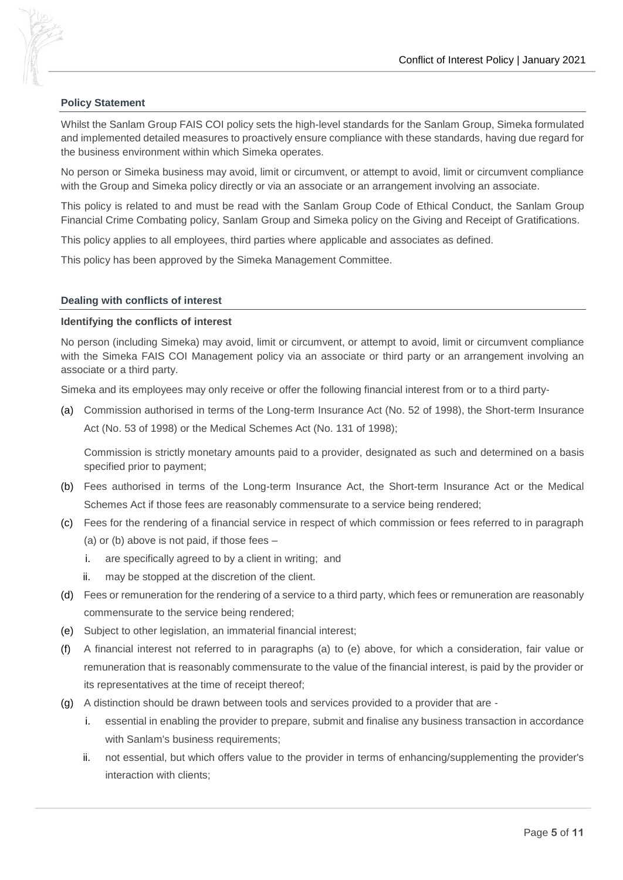## Policy Statement

Whilst the Sanlam Group FAIS COI policy sets the high-level standards for the Sanlam Group, Simeka formulated and implemented detailed measures to proactively ensure compliance with these standards, having due regard for the business environment within which Simeka operates.

No person or Simeka business may avoid, limit or circumvent, or attempt to avoid, limit or circumvent compliance with the Group and Simeka policy directly or via an associate or an arrangement involving an associate.

This policy is related to and must be read with the Sanlam Group Code of Ethical Conduct, the Sanlam Group Financial Crime Combating policy, Sanlam Group and Simeka policy on the Giving and Receipt of Gratifications.

This policy applies to all employees, third parties where applicable and associates as defined.

This policy has been approved by the Simeka Management Committee.

## Dealing with conflicts of interest

### Identifying the conflicts of interest

No person (including Simeka) may avoid, limit or circumvent, or attempt to avoid, limit or circumvent compliance with the Simeka FAIS COI Management policy via an associate or third party or an arrangement involving an associate or a third party.

Simeka and its employees may only receive or offer the following financial interest from or to a third party-

(a) Commission authorised in terms of the Long-term Insurance Act (No. 52 of 1998), the Short-term Insurance Act (No. 53 of 1998) or the Medical Schemes Act (No. 131 of 1998);

Commission is strictly monetary amounts paid to a provider, designated as such and determined on a basis specified prior to payment;

(b) Fees authorised in terms of the Long-term Insurance Act, the Short-term Insurance Act or the Medical Schemes Act if those fees are reasonably commensurate to a service being rendered;

(c) Fees for the rendering of a financial service in respect of which commission or fees referred to in paragraph (a) or (b) above is not paid, if those fees –
   i. are specifically agreed to by a client in writing; and
   ii. may be stopped at the discretion of the client.

(d) Fees or remuneration for the rendering of a service to a third party, which fees or remuneration are reasonably commensurate to the service being rendered;

(e) Subject to other legislation, an immaterial financial interest;

(f) A financial interest not referred to in paragraphs (a) to (e) above, for which a consideration, fair value or remuneration that is reasonably commensurate to the value of the financial interest, is paid by the provider or its representatives at the time of receipt thereof;

(g) A distinction should be drawn between tools and services provided to a provider that are -
   i. essential in enabling the provider to prepare, submit and finalise any business transaction in accordance with Sanlam's business requirements;
   ii. not essential, but which offers value to the provider in terms of enhancing/supplementing the provider's interaction with clients;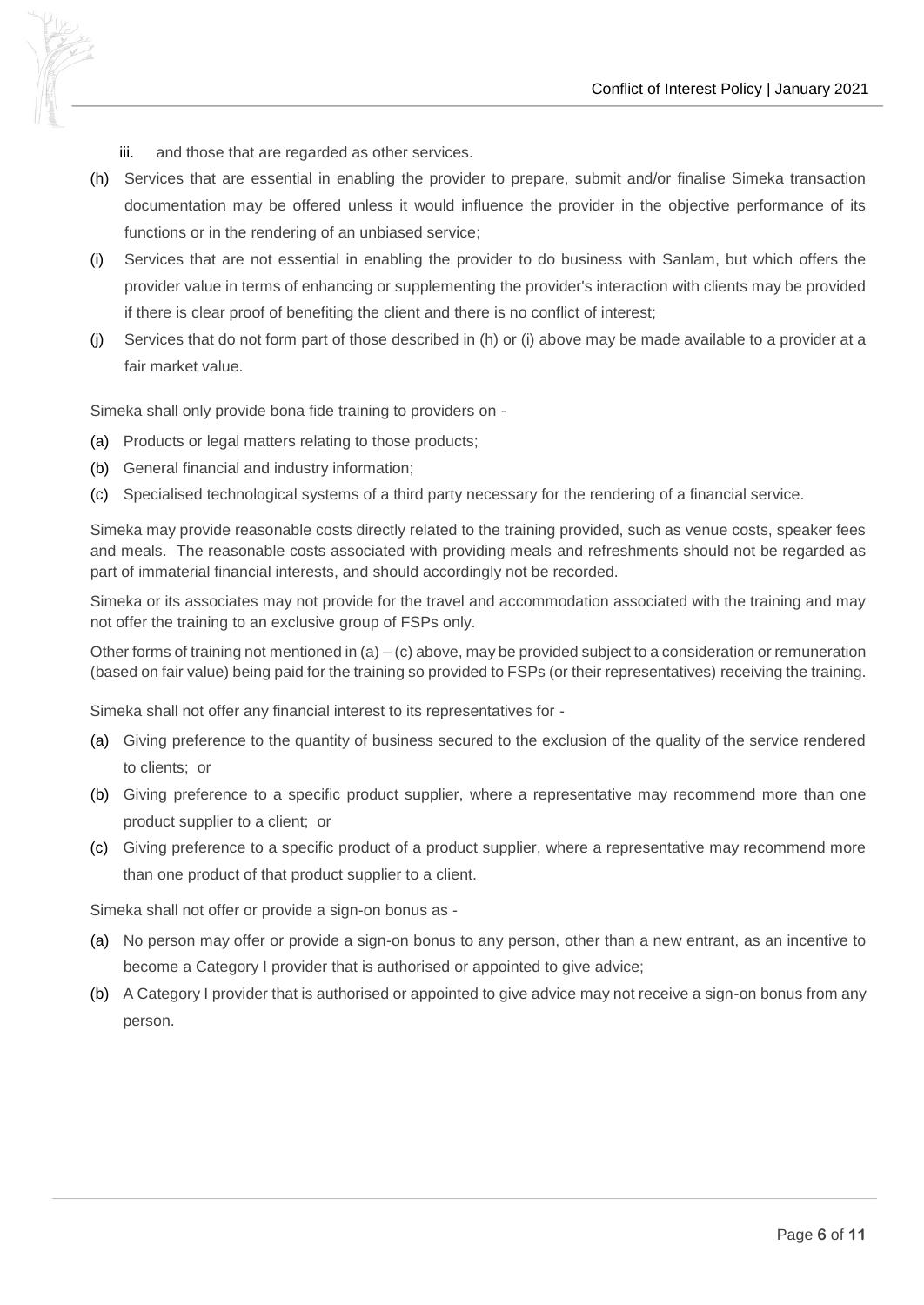iii. and those that are regarded as other services.

(h) Services that are essential in enabling the provider to prepare, submit and/or finalise Simeka transaction documentation may be offered unless it would influence the provider in the objective performance of its functions or in the rendering of an unbiased service;

(i) Services that are not essential in enabling the provider to do business with Sanlam, but which offers the provider value in terms of enhancing or supplementing the provider's interaction with clients may be provided if there is clear proof of benefiting the client and there is no conflict of interest;

(j) Services that do not form part of those described in (h) or (i) above may be made available to a provider at a fair market value.

Simeka shall only provide bona fide training to providers on -

(a) Products or legal matters relating to those products;

(b) General financial and industry information;

(c) Specialised technological systems of a third party necessary for the rendering of a financial service.

Simeka may provide reasonable costs directly related to the training provided, such as venue costs, speaker fees and meals. The reasonable costs associated with providing meals and refreshments should not be regarded as part of immaterial financial interests, and should accordingly not be recorded.

Simeka or its associates may not provide for the travel and accommodation associated with the training and may not offer the training to an exclusive group of FSPs only.

Other forms of training not mentioned in (a) – (c) above, may be provided subject to a consideration or remuneration (based on fair value) being paid for the training so provided to FSPs (or their representatives) receiving the training.

Simeka shall not offer any financial interest to its representatives for -

(a) Giving preference to the quantity of business secured to the exclusion of the quality of the service rendered to clients; or

(b) Giving preference to a specific product supplier, where a representative may recommend more than one product supplier to a client; or

(c) Giving preference to a specific product of a product supplier, where a representative may recommend more than one product of that product supplier to a client.

Simeka shall not offer or provide a sign-on bonus as -

(a) No person may offer or provide a sign-on bonus to any person, other than a new entrant, as an incentive to become a Category I provider that is authorised or appointed to give advice;

(b) A Category I provider that is authorised or appointed to give advice may not receive a sign-on bonus from any person.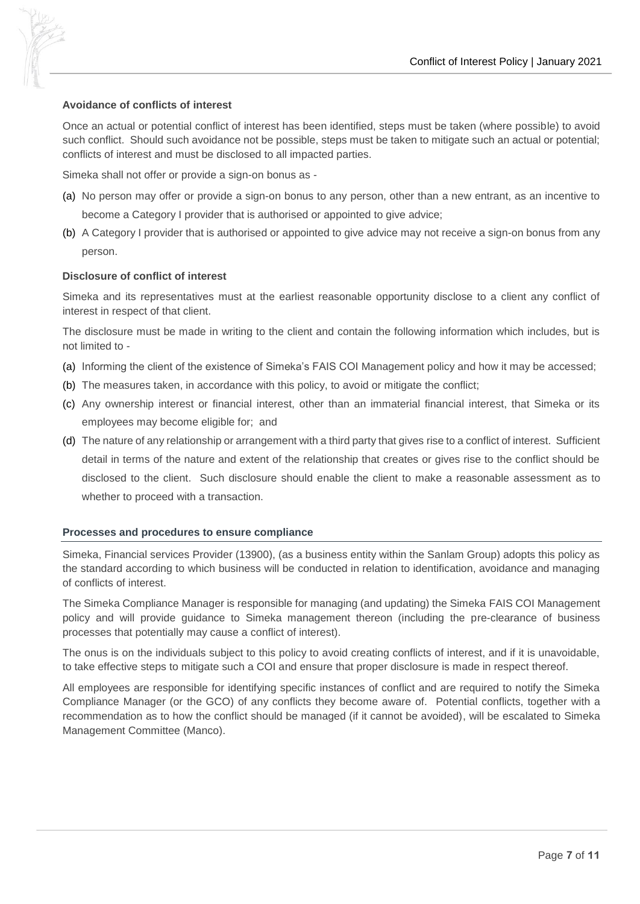### Avoidance of conflicts of interest

Once an actual or potential conflict of interest has been identified, steps must be taken (where possible) to avoid such conflict. Should such avoidance not be possible, steps must be taken to mitigate such an actual or potential; conflicts of interest and must be disclosed to all impacted parties.

Simeka shall not offer or provide a sign-on bonus as -

(a) No person may offer or provide a sign-on bonus to any person, other than a new entrant, as an incentive to become a Category I provider that is authorised or appointed to give advice;

(b) A Category I provider that is authorised or appointed to give advice may not receive a sign-on bonus from any person.

### Disclosure of conflict of interest

Simeka and its representatives must at the earliest reasonable opportunity disclose to a client any conflict of interest in respect of that client.

The disclosure must be made in writing to the client and contain the following information which includes, but is not limited to -

(a) Informing the client of the existence of Simeka's FAIS COI Management policy and how it may be accessed;

(b) The measures taken, in accordance with this policy, to avoid or mitigate the conflict;

(c) Any ownership interest or financial interest, other than an immaterial financial interest, that Simeka or its employees may become eligible for; and

(d) The nature of any relationship or arrangement with a third party that gives rise to a conflict of interest. Sufficient detail in terms of the nature and extent of the relationship that creates or gives rise to the conflict should be disclosed to the client. Such disclosure should enable the client to make a reasonable assessment as to whether to proceed with a transaction.

### Processes and procedures to ensure compliance

Simeka, Financial services Provider (13900), (as a business entity within the Sanlam Group) adopts this policy as the standard according to which business will be conducted in relation to identification, avoidance and managing of conflicts of interest.

The Simeka Compliance Manager is responsible for managing (and updating) the Simeka FAIS COI Management policy and will provide guidance to Simeka management thereon (including the pre-clearance of business processes that potentially may cause a conflict of interest).

The onus is on the individuals subject to this policy to avoid creating conflicts of interest, and if it is unavoidable, to take effective steps to mitigate such a COI and ensure that proper disclosure is made in respect thereof.

All employees are responsible for identifying specific instances of conflict and are required to notify the Simeka Compliance Manager (or the GCO) of any conflicts they become aware of. Potential conflicts, together with a recommendation as to how the conflict should be managed (if it cannot be avoided), will be escalated to Simeka Management Committee (Manco).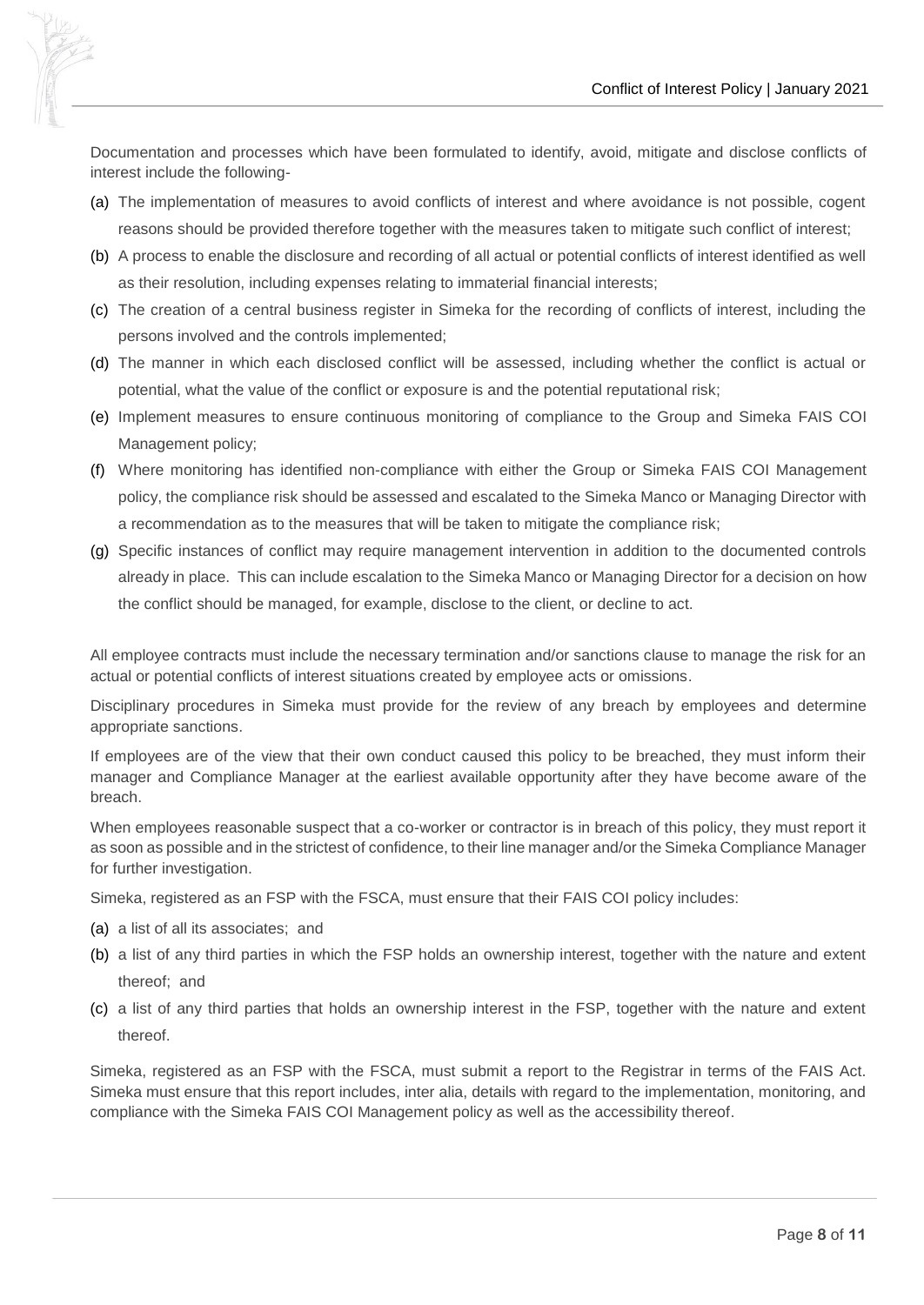Documentation and processes which have been formulated to identify, avoid, mitigate and disclose conflicts of interest include the following-

(a) The implementation of measures to avoid conflicts of interest and where avoidance is not possible, cogent reasons should be provided therefore together with the measures taken to mitigate such conflict of interest;

(b) A process to enable the disclosure and recording of all actual or potential conflicts of interest identified as well as their resolution, including expenses relating to immaterial financial interests;

(c) The creation of a central business register in Simeka for the recording of conflicts of interest, including the persons involved and the controls implemented;

(d) The manner in which each disclosed conflict will be assessed, including whether the conflict is actual or potential, what the value of the conflict or exposure is and the potential reputational risk;

(e) Implement measures to ensure continuous monitoring of compliance to the Group and Simeka FAIS COI Management policy;

(f) Where monitoring has identified non-compliance with either the Group or Simeka FAIS COI Management policy, the compliance risk should be assessed and escalated to the Simeka Manco or Managing Director with a recommendation as to the measures that will be taken to mitigate the compliance risk;

(g) Specific instances of conflict may require management intervention in addition to the documented controls already in place. This can include escalation to the Simeka Manco or Managing Director for a decision on how the conflict should be managed, for example, disclose to the client, or decline to act.

All employee contracts must include the necessary termination and/or sanctions clause to manage the risk for an actual or potential conflicts of interest situations created by employee acts or omissions.

Disciplinary procedures in Simeka must provide for the review of any breach by employees and determine appropriate sanctions.

If employees are of the view that their own conduct caused this policy to be breached, they must inform their manager and Compliance Manager at the earliest available opportunity after they have become aware of the breach.

When employees reasonable suspect that a co-worker or contractor is in breach of this policy, they must report it as soon as possible and in the strictest of confidence, to their line manager and/or the Simeka Compliance Manager for further investigation.

Simeka, registered as an FSP with the FSCA, must ensure that their FAIS COI policy includes:

(a) a list of all its associates; and

(b) a list of any third parties in which the FSP holds an ownership interest, together with the nature and extent thereof; and

(c) a list of any third parties that holds an ownership interest in the FSP, together with the nature and extent thereof.

Simeka, registered as an FSP with the FSCA, must submit a report to the Registrar in terms of the FAIS Act. Simeka must ensure that this report includes, inter alia, details with regard to the implementation, monitoring, and compliance with the Simeka FAIS COI Management policy as well as the accessibility thereof.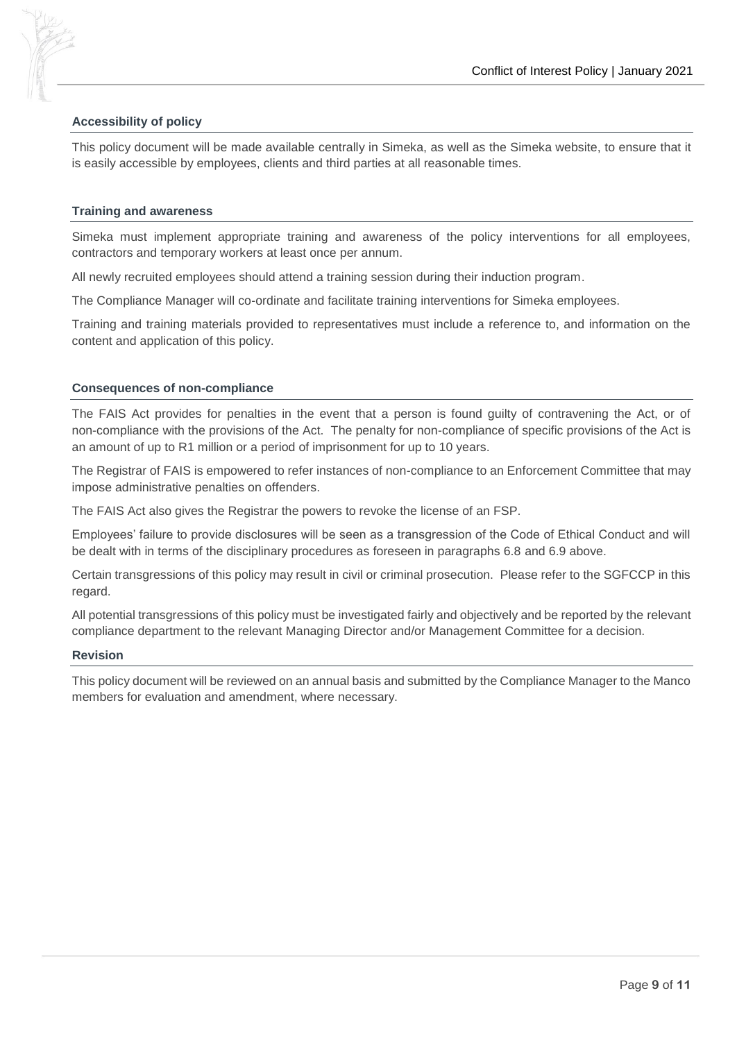### Accessibility of policy

This policy document will be made available centrally in Simeka, as well as the Simeka website, to ensure that it is easily accessible by employees, clients and third parties at all reasonable times.

### Training and awareness

Simeka must implement appropriate training and awareness of the policy interventions for all employees, contractors and temporary workers at least once per annum.

All newly recruited employees should attend a training session during their induction program.

The Compliance Manager will co-ordinate and facilitate training interventions for Simeka employees.

Training and training materials provided to representatives must include a reference to, and information on the content and application of this policy.

### Consequences of non-compliance

The FAIS Act provides for penalties in the event that a person is found guilty of contravening the Act, or of non-compliance with the provisions of the Act. The penalty for non-compliance of specific provisions of the Act is an amount of up to R1 million or a period of imprisonment for up to 10 years.

The Registrar of FAIS is empowered to refer instances of non-compliance to an Enforcement Committee that may impose administrative penalties on offenders.

The FAIS Act also gives the Registrar the powers to revoke the license of an FSP.

Employees' failure to provide disclosures will be seen as a transgression of the Code of Ethical Conduct and will be dealt with in terms of the disciplinary procedures as foreseen in paragraphs 6.8 and 6.9 above.

Certain transgressions of this policy may result in civil or criminal prosecution. Please refer to the SGFCCP in this regard.

All potential transgressions of this policy must be investigated fairly and objectively and be reported by the relevant compliance department to the relevant Managing Director and/or Management Committee for a decision.

### Revision

This policy document will be reviewed on an annual basis and submitted by the Compliance Manager to the Manco members for evaluation and amendment, where necessary.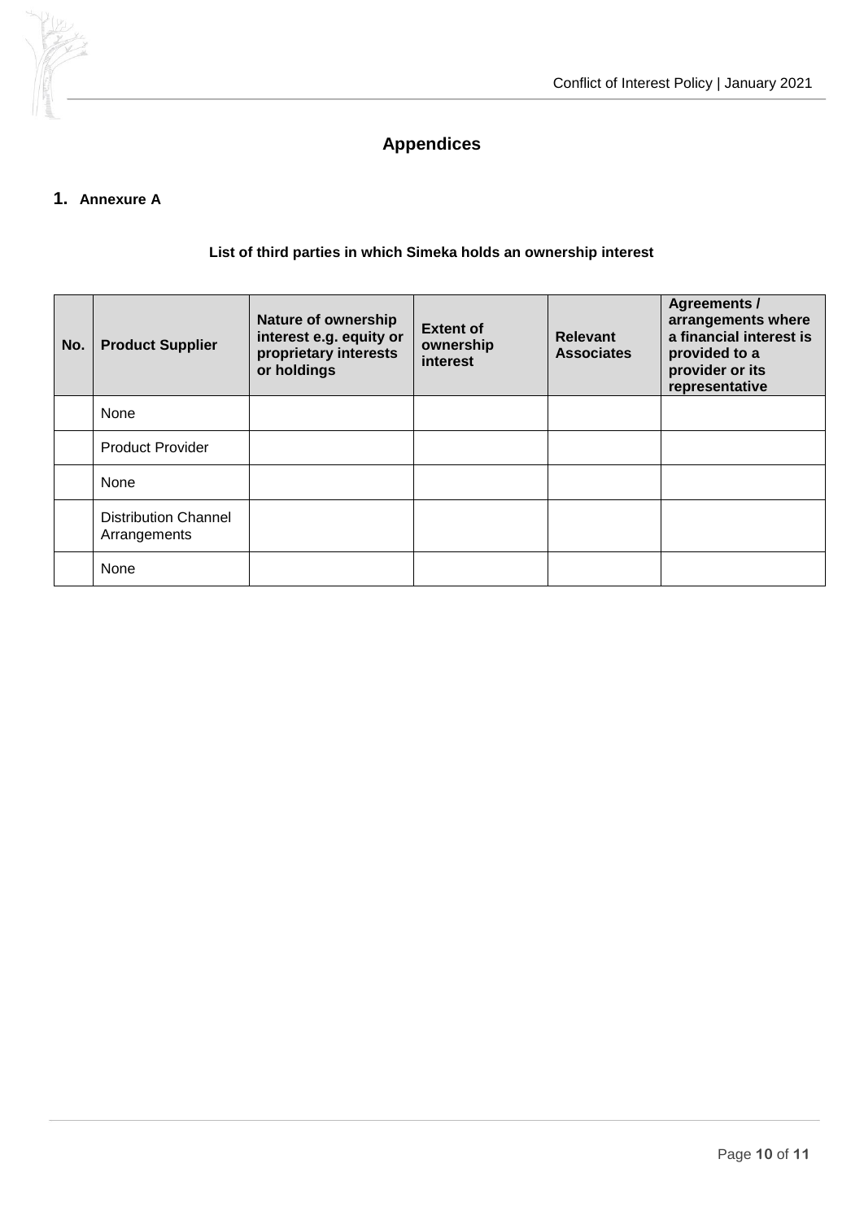# Appendices

## 1. Annexure A

**List of third parties in which Simeka holds an ownership interest**

| No. | Product Supplier | Nature of ownership interest e.g. equity or proprietary interests or holdings | Extent of ownership interest | Relevant Associates | Agreements / arrangements where a financial interest is provided to a provider or its representative |
|---|---|---|---|---|---|
| | None | | | | |
| | Product Provider | | | | |
| | None | | | | |
| | Distribution Channel Arrangements | | | | |
| | None | | | | |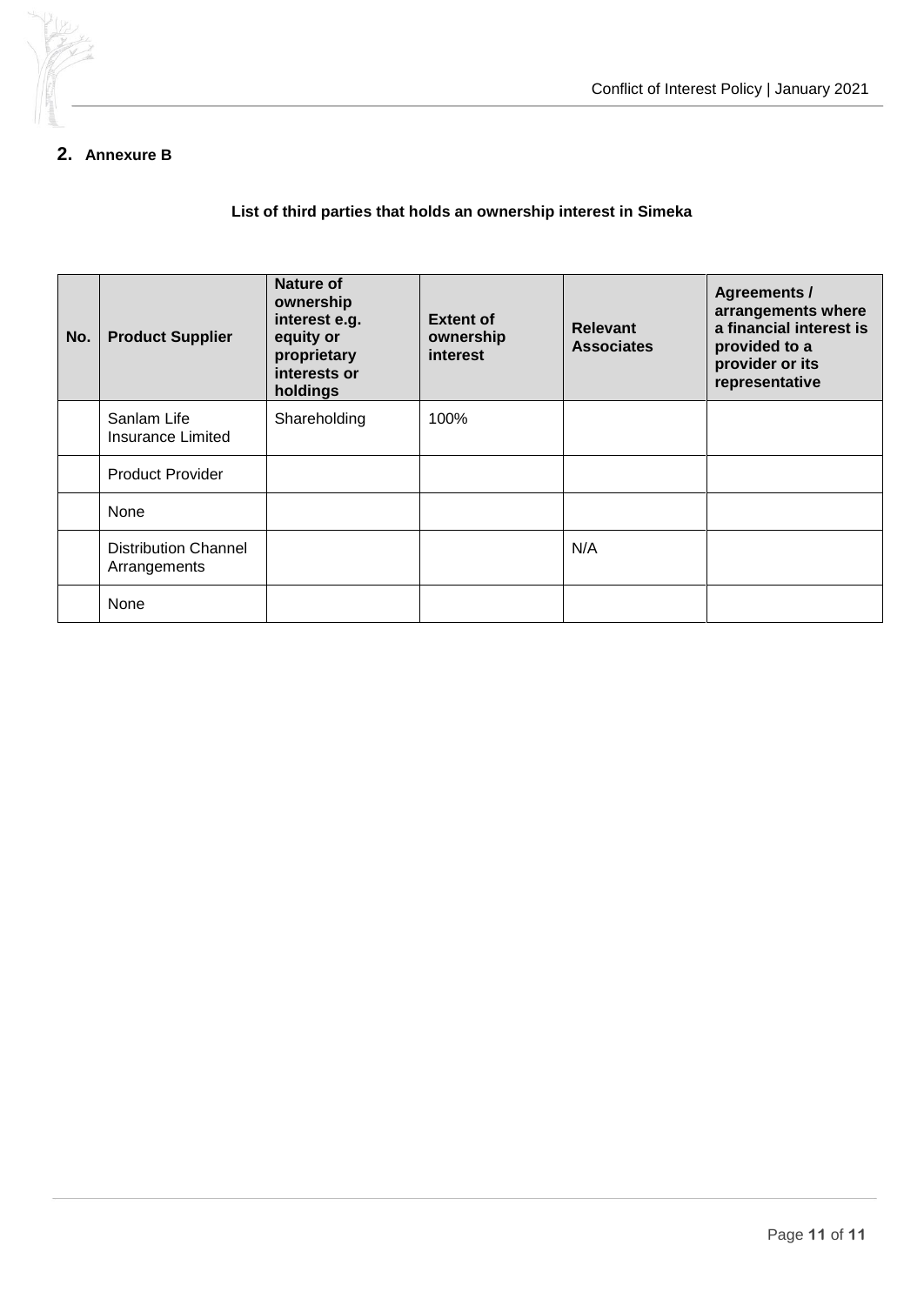## 2. Annexure B

**List of third parties that holds an ownership interest in Simeka**

| No. | Product Supplier | Nature of ownership interest e.g. equity or proprietary interests or holdings | Extent of ownership interest | Relevant Associates | Agreements / arrangements where a financial interest is provided to a provider or its representative |
|---|---|---|---|---|---|
| | Sanlam Life Insurance Limited | Shareholding | 100% | | |
| | Product Provider | | | | |
| | None | | | | |
| | Distribution Channel Arrangements | | | N/A | |
| | None | | | | |